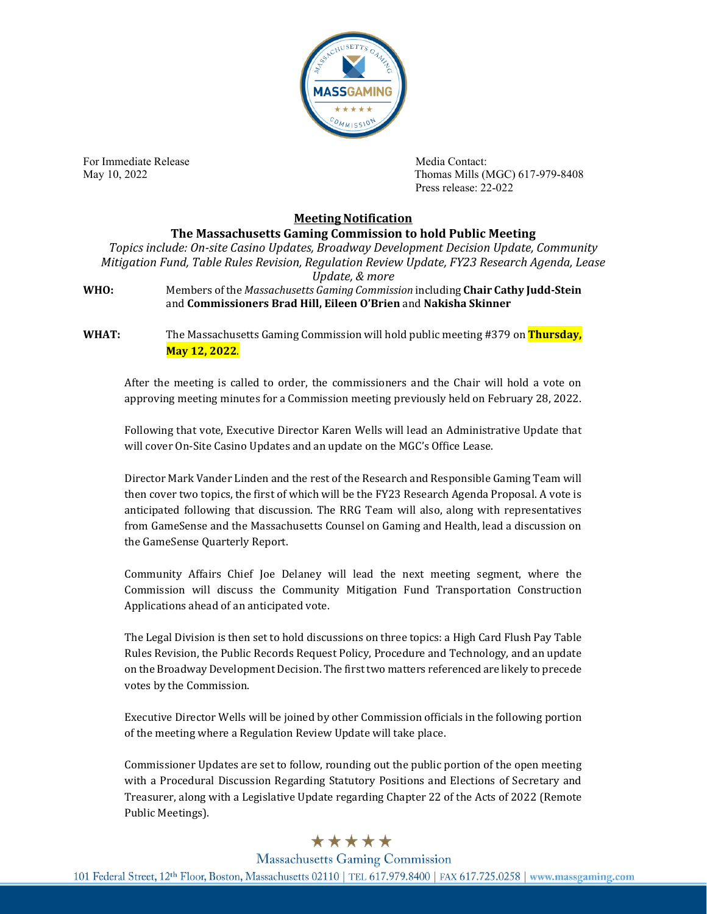For Immediate Release
May 10, 2022

Media Contact:
Thomas Mills (MGC) 617-979-8408
Press release: 22-022

## Meeting Notification

### The Massachusetts Gaming Commission to hold Public Meeting

*Topics include: On-site Casino Updates, Broadway Development Decision Update, Community Mitigation Fund, Table Rules Revision, Regulation Review Update, FY23 Research Agenda, Lease Update, & more*

**WHO:** Members of the *Massachusetts Gaming Commission* including **Chair Cathy Judd-Stein** and **Commissioners Brad Hill, Eileen O'Brien** and **Nakisha Skinner**

**WHAT:** The Massachusetts Gaming Commission will hold public meeting #379 on **Thursday, May 12, 2022**.

After the meeting is called to order, the commissioners and the Chair will hold a vote on approving meeting minutes for a Commission meeting previously held on February 28, 2022.

Following that vote, Executive Director Karen Wells will lead an Administrative Update that will cover On-Site Casino Updates and an update on the MGC's Office Lease.

Director Mark Vander Linden and the rest of the Research and Responsible Gaming Team will then cover two topics, the first of which will be the FY23 Research Agenda Proposal. A vote is anticipated following that discussion. The RRG Team will also, along with representatives from GameSense and the Massachusetts Counsel on Gaming and Health, lead a discussion on the GameSense Quarterly Report.

Community Affairs Chief Joe Delaney will lead the next meeting segment, where the Commission will discuss the Community Mitigation Fund Transportation Construction Applications ahead of an anticipated vote.

The Legal Division is then set to hold discussions on three topics: a High Card Flush Pay Table Rules Revision, the Public Records Request Policy, Procedure and Technology, and an update on the Broadway Development Decision. The first two matters referenced are likely to precede votes by the Commission.

Executive Director Wells will be joined by other Commission officials in the following portion of the meeting where a Regulation Review Update will take place.

Commissioner Updates are set to follow, rounding out the public portion of the open meeting with a Procedural Discussion Regarding Statutory Positions and Elections of Secretary and Treasurer, along with a Legislative Update regarding Chapter 22 of the Acts of 2022 (Remote Public Meetings).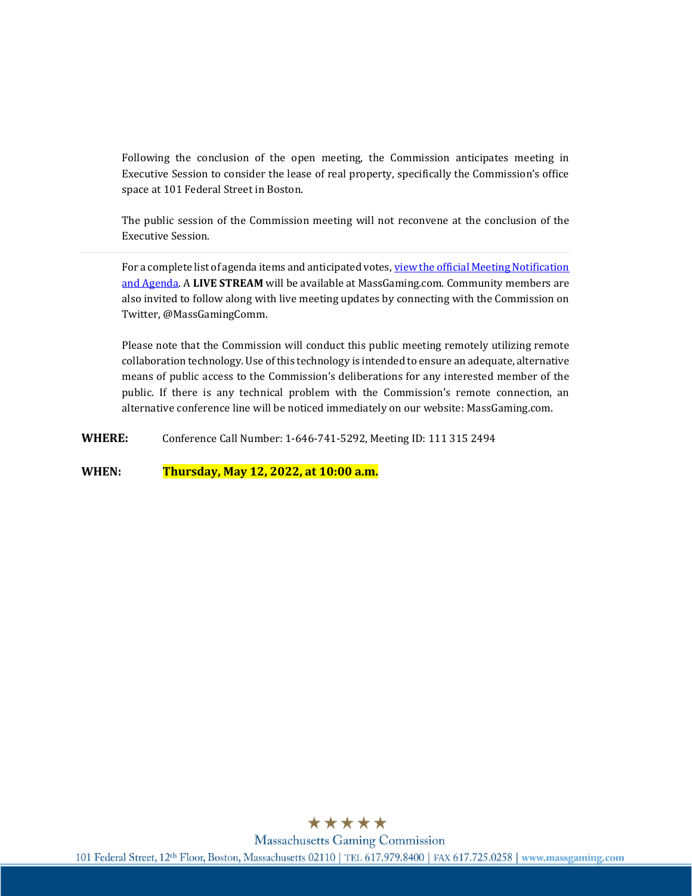Following the conclusion of the open meeting, the Commission anticipates meeting in Executive Session to consider the lease of real property, specifically the Commission's office space at 101 Federal Street in Boston.

The public session of the Commission meeting will not reconvene at the conclusion of the Executive Session.

---

For a complete list of agenda items and anticipated votes, view the official Meeting Notification and Agenda. A **LIVE STREAM** will be available at MassGaming.com. Community members are also invited to follow along with live meeting updates by connecting with the Commission on Twitter, @MassGamingComm.

Please note that the Commission will conduct this public meeting remotely utilizing remote collaboration technology. Use of this technology is intended to ensure an adequate, alternative means of public access to the Commission's deliberations for any interested member of the public. If there is any technical problem with the Commission's remote connection, an alternative conference line will be noticed immediately on our website: MassGaming.com.

**WHERE:** Conference Call Number: 1-646-741-5292, Meeting ID: 111 315 2494

**WHEN:** **Thursday, May 12, 2022, at 10:00 a.m.**